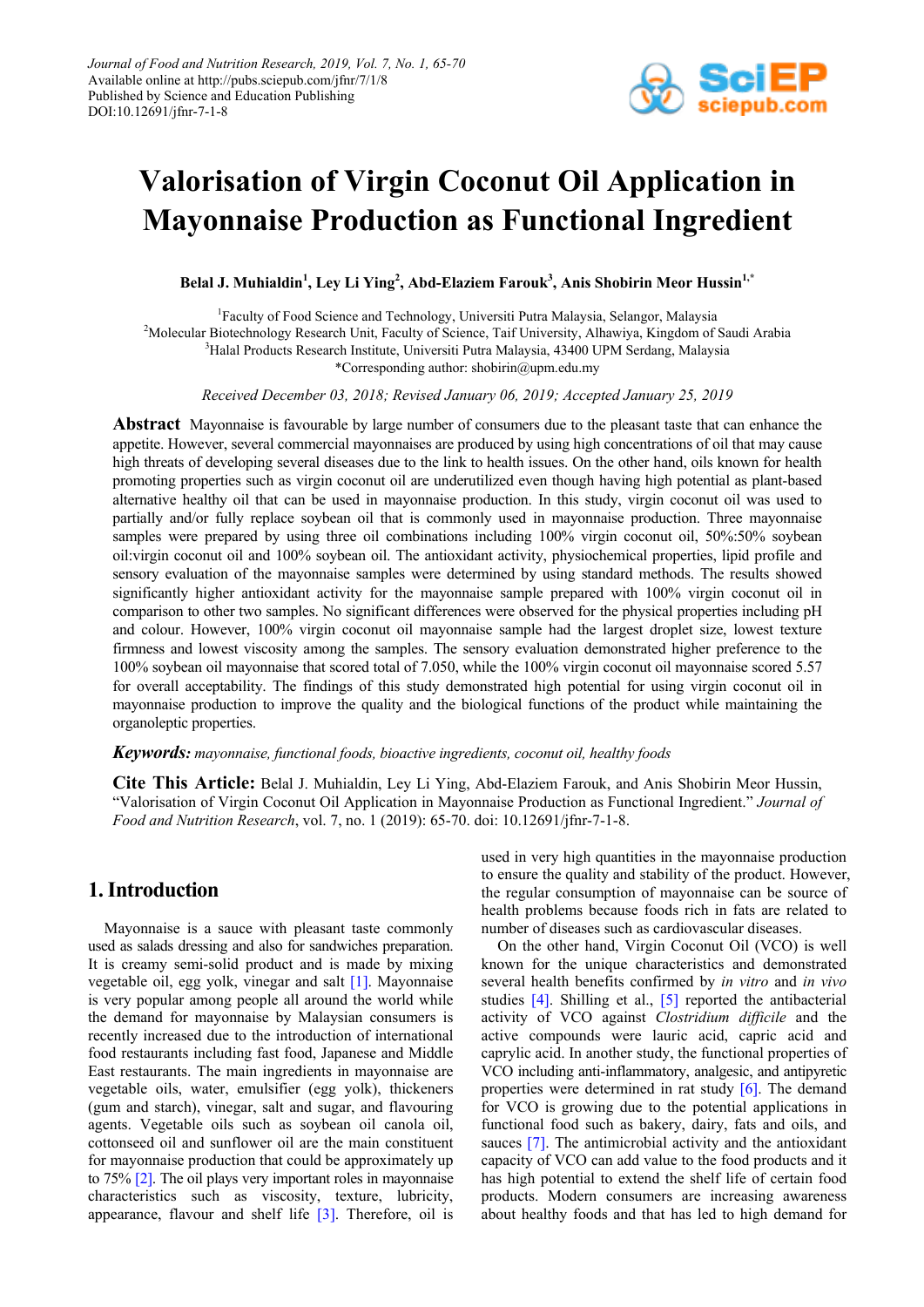# Valorisation of Virgin Coconut Oil Application in Mayonnaise Production as Functional Ingredient

**Belal J. Muhialdin[1], Ley Li Ying[2], Abd-Elaziem Farouk[3], Anis Shobirin Meor Hussin[1,*]**

[1]Faculty of Food Science and Technology, Universiti Putra Malaysia, Selangor, Malaysia
[2]Molecular Biotechnology Research Unit, Faculty of Science, Taif University, Alhawiya, Kingdom of Saudi Arabia
[3]Halal Products Research Institute, Universiti Putra Malaysia, 43400 UPM Serdang, Malaysia
*Corresponding author: shobirin@upm.edu.my

*Received December 03, 2018; Revised January 06, 2019; Accepted January 25, 2019*

**Abstract** Mayonnaise is favourable by large number of consumers due to the pleasant taste that can enhance the appetite. However, several commercial mayonnaises are produced by using high concentrations of oil that may cause high threats of developing several diseases due to the link to health issues. On the other hand, oils known for health promoting properties such as virgin coconut oil are underutilized even though having high potential as plant-based alternative healthy oil that can be used in mayonnaise production. In this study, virgin coconut oil was used to partially and/or fully replace soybean oil that is commonly used in mayonnaise production. Three mayonnaise samples were prepared by using three oil combinations including 100% virgin coconut oil, 50%:50% soybean oil:virgin coconut oil and 100% soybean oil. The antioxidant activity, physiochemical properties, lipid profile and sensory evaluation of the mayonnaise samples were determined by using standard methods. The results showed significantly higher antioxidant activity for the mayonnaise sample prepared with 100% virgin coconut oil in comparison to other two samples. No significant differences were observed for the physical properties including pH and colour. However, 100% virgin coconut oil mayonnaise sample had the largest droplet size, lowest texture firmness and lowest viscosity among the samples. The sensory evaluation demonstrated higher preference to the 100% soybean oil mayonnaise that scored total of 7.050, while the 100% virgin coconut oil mayonnaise scored 5.57 for overall acceptability. The findings of this study demonstrated high potential for using virgin coconut oil in mayonnaise production to improve the quality and the biological functions of the product while maintaining the organoleptic properties.

***Keywords:*** *mayonnaise, functional foods, bioactive ingredients, coconut oil, healthy foods*

**Cite This Article:** Belal J. Muhialdin, Ley Li Ying, Abd-Elaziem Farouk, and Anis Shobirin Meor Hussin, "Valorisation of Virgin Coconut Oil Application in Mayonnaise Production as Functional Ingredient." *Journal of Food and Nutrition Research*, vol. 7, no. 1 (2019): 65-70. doi: 10.12691/jfnr-7-1-8.

## 1. Introduction

Mayonnaise is a sauce with pleasant taste commonly used as salads dressing and also for sandwiches preparation. It is creamy semi-solid product and is made by mixing vegetable oil, egg yolk, vinegar and salt [1]. Mayonnaise is very popular among people all around the world while the demand for mayonnaise by Malaysian consumers is recently increased due to the introduction of international food restaurants including fast food, Japanese and Middle East restaurants. The main ingredients in mayonnaise are vegetable oils, water, emulsifier (egg yolk), thickeners (gum and starch), vinegar, salt and sugar, and flavouring agents. Vegetable oils such as soybean oil canola oil, cottonseed oil and sunflower oil are the main constituent for mayonnaise production that could be approximately up to 75% [2]. The oil plays very important roles in mayonnaise characteristics such as viscosity, texture, lubricity, appearance, flavour and shelf life [3]. Therefore, oil is used in very high quantities in the mayonnaise production to ensure the quality and stability of the product. However, the regular consumption of mayonnaise can be source of health problems because foods rich in fats are related to number of diseases such as cardiovascular diseases.

On the other hand, Virgin Coconut Oil (VCO) is well known for the unique characteristics and demonstrated several health benefits confirmed by *in vitro* and *in vivo* studies [4]. Shilling et al., [5] reported the antibacterial activity of VCO against *Clostridium difficile* and the active compounds were lauric acid, capric acid and caprylic acid. In another study, the functional properties of VCO including anti-inflammatory, analgesic, and antipyretic properties were determined in rat study [6]. The demand for VCO is growing due to the potential applications in functional food such as bakery, dairy, fats and oils, and sauces [7]. The antimicrobial activity and the antioxidant capacity of VCO can add value to the food products and it has high potential to extend the shelf life of certain food products. Modern consumers are increasing awareness about healthy foods and that has led to high demand for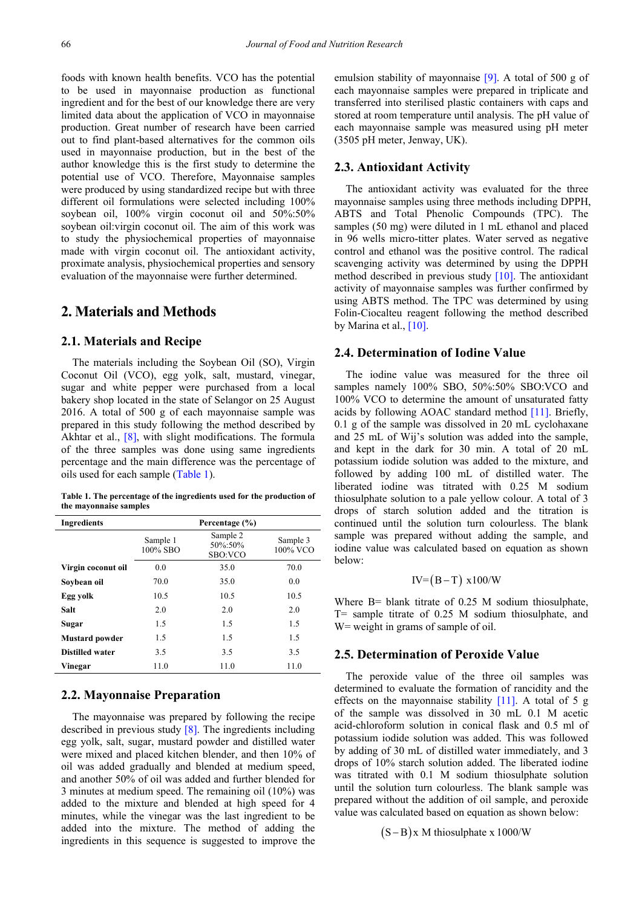foods with known health benefits. VCO has the potential to be used in mayonnaise production as functional ingredient and for the best of our knowledge there are very limited data about the application of VCO in mayonnaise production. Great number of research have been carried out to find plant-based alternatives for the common oils used in mayonnaise production, but in the best of the author knowledge this is the first study to determine the potential use of VCO. Therefore, Mayonnaise samples were produced by using standardized recipe but with three different oil formulations were selected including 100% soybean oil, 100% virgin coconut oil and 50%:50% soybean oil:virgin coconut oil. The aim of this work was to study the physiochemical properties of mayonnaise made with virgin coconut oil. The antioxidant activity, proximate analysis, physiochemical properties and sensory evaluation of the mayonnaise were further determined.

## 2. Materials and Methods

### 2.1. Materials and Recipe

The materials including the Soybean Oil (SO), Virgin Coconut Oil (VCO), egg yolk, salt, mustard, vinegar, sugar and white pepper were purchased from a local bakery shop located in the state of Selangor on 25 August 2016. A total of 500 g of each mayonnaise sample was prepared in this study following the method described by Akhtar et al., [8], with slight modifications. The formula of the three samples was done using same ingredients percentage and the main difference was the percentage of oils used for each sample (Table 1).

**Table 1. The percentage of the ingredients used for the production of the mayonnaise samples**

| Ingredients | Percentage (%) | | |
|---|---|---|---|
| | Sample 1 100% SBO | Sample 2 50%:50% SBO:VCO | Sample 3 100% VCO |
| **Virgin coconut oil** | 0.0 | 35.0 | 70.0 |
| **Soybean oil** | 70.0 | 35.0 | 0.0 |
| **Egg yolk** | 10.5 | 10.5 | 10.5 |
| **Salt** | 2.0 | 2.0 | 2.0 |
| **Sugar** | 1.5 | 1.5 | 1.5 |
| **Mustard powder** | 1.5 | 1.5 | 1.5 |
| **Distilled water** | 3.5 | 3.5 | 3.5 |
| **Vinegar** | 11.0 | 11.0 | 11.0 |

### 2.2. Mayonnaise Preparation

The mayonnaise was prepared by following the recipe described in previous study [8]. The ingredients including egg yolk, salt, sugar, mustard powder and distilled water were mixed and placed kitchen blender, and then 10% of oil was added gradually and blended at medium speed, and another 50% of oil was added and further blended for 3 minutes at medium speed. The remaining oil (10%) was added to the mixture and blended at high speed for 4 minutes, while the vinegar was the last ingredient to be added into the mixture. The method of adding the ingredients in this sequence is suggested to improve the emulsion stability of mayonnaise [9]. A total of 500 g of each mayonnaise samples were prepared in triplicate and transferred into sterilised plastic containers with caps and stored at room temperature until analysis. The pH value of each mayonnaise sample was measured using pH meter (3505 pH meter, Jenway, UK).

### 2.3. Antioxidant Activity

The antioxidant activity was evaluated for the three mayonnaise samples using three methods including DPPH, ABTS and Total Phenolic Compounds (TPC). The samples (50 mg) were diluted in 1 mL ethanol and placed in 96 wells micro-titter plates. Water served as negative control and ethanol was the positive control. The radical scavenging activity was determined by using the DPPH method described in previous study [10]. The antioxidant activity of mayonnaise samples was further confirmed by using ABTS method. The TPC was determined by using Folin-Ciocalteu reagent following the method described by Marina et al., [10].

### 2.4. Determination of Iodine Value

The iodine value was measured for the three oil samples namely 100% SBO, 50%:50% SBO:VCO and 100% VCO to determine the amount of unsaturated fatty acids by following AOAC standard method [11]. Briefly, 0.1 g of the sample was dissolved in 20 mL cyclohaxane and 25 mL of Wij's solution was added into the sample, and kept in the dark for 30 min. A total of 20 mL potassium iodide solution was added to the mixture, and followed by adding 100 mL of distilled water. The liberated iodine was titrated with 0.25 M sodium thiosulphate solution to a pale yellow colour. A total of 3 drops of starch solution added and the titration is continued until the solution turn colourless. The blank sample was prepared without adding the sample, and iodine value was calculated based on equation as shown below:

$$\text{IV} = (\text{B} - \text{T}) \times 100/\text{W}$$

Where B= blank titrate of 0.25 M sodium thiosulphate, T= sample titrate of 0.25 M sodium thiosulphate, and W= weight in grams of sample of oil.

### 2.5. Determination of Peroxide Value

The peroxide value of the three oil samples was determined to evaluate the formation of rancidity and the effects on the mayonnaise stability [11]. A total of 5 g of the sample was dissolved in 30 mL 0.1 M acetic acid-chloroform solution in conical flask and 0.5 ml of potassium iodide solution was added. This was followed by adding of 30 mL of distilled water immediately, and 3 drops of 10% starch solution added. The liberated iodine was titrated with 0.1 M sodium thiosulphate solution until the solution turn colourless. The blank sample was prepared without the addition of oil sample, and peroxide value was calculated based on equation as shown below:

$$(\text{S} - \text{B}) \times \text{M thiosulphate} \times 1000/\text{W}$$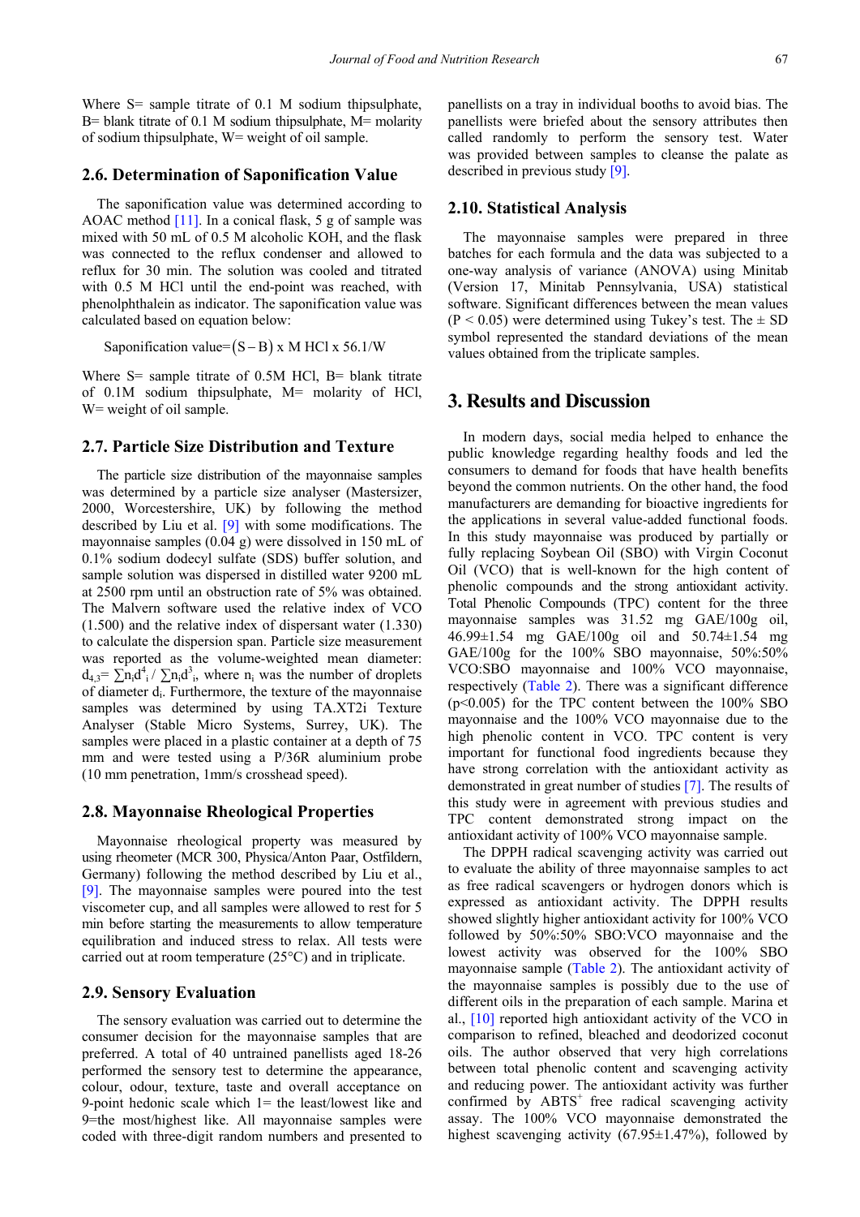Where S= sample titrate of 0.1 M sodium thipsulphate, B= blank titrate of 0.1 M sodium thipsulphate, M= molarity of sodium thipsulphate, W= weight of oil sample.

### 2.6. Determination of Saponification Value

The saponification value was determined according to AOAC method [11]. In a conical flask, 5 g of sample was mixed with 50 mL of 0.5 M alcoholic KOH, and the flask was connected to the reflux condenser and allowed to reflux for 30 min. The solution was cooled and titrated with 0.5 M HCl until the end-point was reached, with phenolphthalein as indicator. The saponification value was calculated based on equation below:

$$\text{Saponification value} = (S - B) \text{ x M HCl x } 56.1/W$$

Where S= sample titrate of 0.5M HCl, B= blank titrate of 0.1M sodium thipsulphate, M= molarity of HCl, W= weight of oil sample.

### 2.7. Particle Size Distribution and Texture

The particle size distribution of the mayonnaise samples was determined by a particle size analyser (Mastersizer, 2000, Worcestershire, UK) by following the method described by Liu et al. [9] with some modifications. The mayonnaise samples (0.04 g) were dissolved in 150 mL of 0.1% sodium dodecyl sulfate (SDS) buffer solution, and sample solution was dispersed in distilled water 9200 mL at 2500 rpm until an obstruction rate of 5% was obtained. The Malvern software used the relative index of VCO (1.500) and the relative index of dispersant water (1.330) to calculate the dispersion span. Particle size measurement was reported as the volume-weighted mean diameter: $d_{4,3} = \sum n_i d_i^4 / \sum n_i d_i^3$, where $n_i$ was the number of droplets of diameter $d_i$. Furthermore, the texture of the mayonnaise samples was determined by using TA.XT2i Texture Analyser (Stable Micro Systems, Surrey, UK). The samples were placed in a plastic container at a depth of 75 mm and were tested using a P/36R aluminium probe (10 mm penetration, 1mm/s crosshead speed).

### 2.8. Mayonnaise Rheological Properties

Mayonnaise rheological property was measured by using rheometer (MCR 300, Physica/Anton Paar, Ostfildern, Germany) following the method described by Liu et al., [9]. The mayonnaise samples were poured into the test viscometer cup, and all samples were allowed to rest for 5 min before starting the measurements to allow temperature equilibration and induced stress to relax. All tests were carried out at room temperature (25°C) and in triplicate.

### 2.9. Sensory Evaluation

The sensory evaluation was carried out to determine the consumer decision for the mayonnaise samples that are preferred. A total of 40 untrained panellists aged 18-26 performed the sensory test to determine the appearance, colour, odour, texture, taste and overall acceptance on 9-point hedonic scale which 1= the least/lowest like and 9=the most/highest like. All mayonnaise samples were coded with three-digit random numbers and presented to panellists on a tray in individual booths to avoid bias. The panellists were briefed about the sensory attributes then called randomly to perform the sensory test. Water was provided between samples to cleanse the palate as described in previous study [9].

### 2.10. Statistical Analysis

The mayonnaise samples were prepared in three batches for each formula and the data was subjected to a one-way analysis of variance (ANOVA) using Minitab (Version 17, Minitab Pennsylvania, USA) statistical software. Significant differences between the mean values ($P < 0.05$) were determined using Tukey's test. The ± SD symbol represented the standard deviations of the mean values obtained from the triplicate samples.

## 3. Results and Discussion

In modern days, social media helped to enhance the public knowledge regarding healthy foods and led the consumers to demand for foods that have health benefits beyond the common nutrients. On the other hand, the food manufacturers are demanding for bioactive ingredients for the applications in several value-added functional foods. In this study mayonnaise was produced by partially or fully replacing Soybean Oil (SBO) with Virgin Coconut Oil (VCO) that is well-known for the high content of phenolic compounds and the strong antioxidant activity. Total Phenolic Compounds (TPC) content for the three mayonnaise samples was 31.52 mg GAE/100g oil, 46.99±1.54 mg GAE/100g oil and 50.74±1.54 mg GAE/100g for the 100% SBO mayonnaise, 50%:50% VCO:SBO mayonnaise and 100% VCO mayonnaise, respectively (Table 2). There was a significant difference ($p<0.005$) for the TPC content between the 100% SBO mayonnaise and the 100% VCO mayonnaise due to the high phenolic content in VCO. TPC content is very important for functional food ingredients because they have strong correlation with the antioxidant activity as demonstrated in great number of studies [7]. The results of this study were in agreement with previous studies and TPC content demonstrated strong impact on the antioxidant activity of 100% VCO mayonnaise sample.

The DPPH radical scavenging activity was carried out to evaluate the ability of three mayonnaise samples to act as free radical scavengers or hydrogen donors which is expressed as antioxidant activity. The DPPH results showed slightly higher antioxidant activity for 100% VCO followed by 50%:50% SBO:VCO mayonnaise and the lowest activity was observed for the 100% SBO mayonnaise sample (Table 2). The antioxidant activity of the mayonnaise samples is possibly due to the use of different oils in the preparation of each sample. Marina et al., [10] reported high antioxidant activity of the VCO in comparison to refined, bleached and deodorized coconut oils. The author observed that very high correlations between total phenolic content and scavenging activity and reducing power. The antioxidant activity was further confirmed by $ABTS^+$ free radical scavenging activity assay. The 100% VCO mayonnaise demonstrated the highest scavenging activity (67.95±1.47%), followed by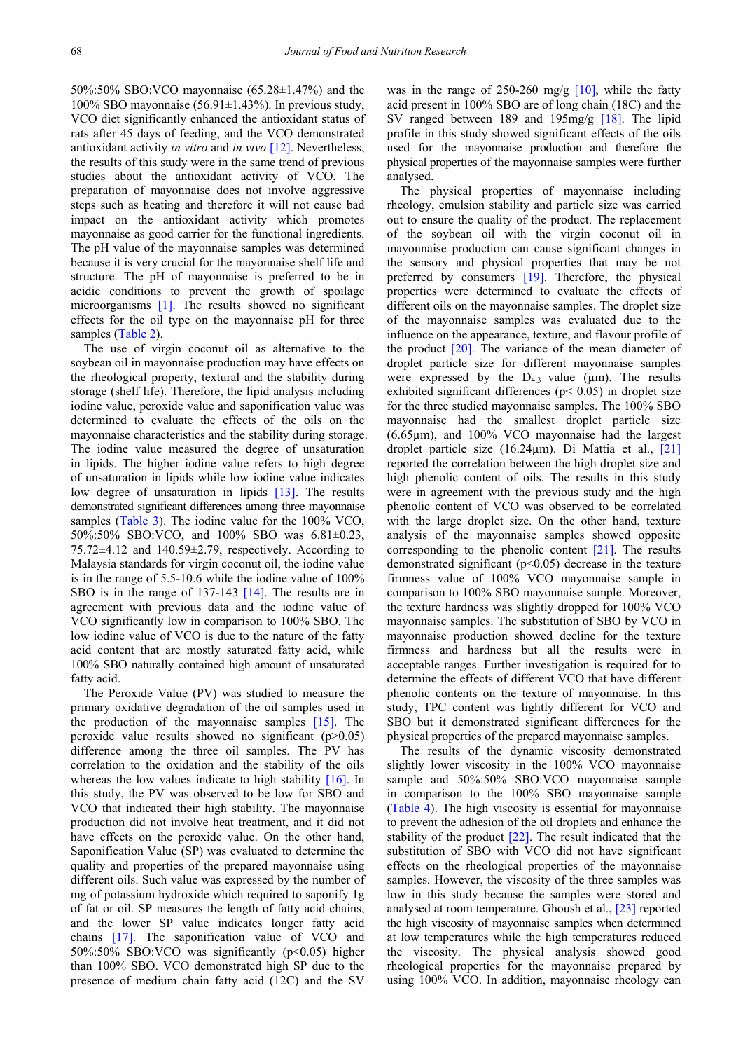50%:50% SBO:VCO mayonnaise (65.28±1.47%) and the 100% SBO mayonnaise (56.91±1.43%). In previous study, VCO diet significantly enhanced the antioxidant status of rats after 45 days of feeding, and the VCO demonstrated antioxidant activity *in vitro* and *in vivo* [12]. Nevertheless, the results of this study were in the same trend of previous studies about the antioxidant activity of VCO. The preparation of mayonnaise does not involve aggressive steps such as heating and therefore it will not cause bad impact on the antioxidant activity which promotes mayonnaise as good carrier for the functional ingredients. The pH value of the mayonnaise samples was determined because it is very crucial for the mayonnaise shelf life and structure. The pH of mayonnaise is preferred to be in acidic conditions to prevent the growth of spoilage microorganisms [1]. The results showed no significant effects for the oil type on the mayonnaise pH for three samples (Table 2).

The use of virgin coconut oil as alternative to the soybean oil in mayonnaise production may have effects on the rheological property, textural and the stability during storage (shelf life). Therefore, the lipid analysis including iodine value, peroxide value and saponification value was determined to evaluate the effects of the oils on the mayonnaise characteristics and the stability during storage. The iodine value measured the degree of unsaturation in lipids. The higher iodine value refers to high degree of unsaturation in lipids while low iodine value indicates low degree of unsaturation in lipids [13]. The results demonstrated significant differences among three mayonnaise samples (Table 3). The iodine value for the 100% VCO, 50%:50% SBO:VCO, and 100% SBO was 6.81±0.23, 75.72±4.12 and 140.59±2.79, respectively. According to Malaysia standards for virgin coconut oil, the iodine value is in the range of 5.5-10.6 while the iodine value of 100% SBO is in the range of 137-143 [14]. The results are in agreement with previous data and the iodine value of VCO significantly low in comparison to 100% SBO. The low iodine value of VCO is due to the nature of the fatty acid content that are mostly saturated fatty acid, while 100% SBO naturally contained high amount of unsaturated fatty acid.

The Peroxide Value (PV) was studied to measure the primary oxidative degradation of the oil samples used in the production of the mayonnaise samples [15]. The peroxide value results showed no significant ($p>0.05$) difference among the three oil samples. The PV has correlation to the oxidation and the stability of the oils whereas the low values indicate to high stability [16]. In this study, the PV was observed to be low for SBO and VCO that indicated their high stability. The mayonnaise production did not involve heat treatment, and it did not have effects on the peroxide value. On the other hand, Saponification Value (SP) was evaluated to determine the quality and properties of the prepared mayonnaise using different oils. Such value was expressed by the number of mg of potassium hydroxide which required to saponify 1g of fat or oil. SP measures the length of fatty acid chains, and the lower SP value indicates longer fatty acid chains [17]. The saponification value of VCO and 50%:50% SBO:VCO was significantly ($p<0.05$) higher than 100% SBO. VCO demonstrated high SP due to the presence of medium chain fatty acid (12C) and the SV was in the range of 250-260 mg/g [10], while the fatty acid present in 100% SBO are of long chain (18C) and the SV ranged between 189 and 195mg/g [18]. The lipid profile in this study showed significant effects of the oils used for the mayonnaise production and therefore the physical properties of the mayonnaise samples were further analysed.

The physical properties of mayonnaise including rheology, emulsion stability and particle size was carried out to ensure the quality of the product. The replacement of the soybean oil with the virgin coconut oil in mayonnaise production can cause significant changes in the sensory and physical properties that may be not preferred by consumers [19]. Therefore, the physical properties were determined to evaluate the effects of different oils on the mayonnaise samples. The droplet size of the mayonnaise samples was evaluated due to the influence on the appearance, texture, and flavour profile of the product [20]. The variance of the mean diameter of droplet particle size for different mayonnaise samples were expressed by the $D_{4,3}$ value (μm). The results exhibited significant differences ($p< 0.05$) in droplet size for the three studied mayonnaise samples. The 100% SBO mayonnaise had the smallest droplet particle size (6.65μm), and 100% VCO mayonnaise had the largest droplet particle size (16.24μm). Di Mattia et al., [21] reported the correlation between the high droplet size and high phenolic content of oils. The results in this study were in agreement with the previous study and the high phenolic content of VCO was observed to be correlated with the large droplet size. On the other hand, texture analysis of the mayonnaise samples showed opposite corresponding to the phenolic content [21]. The results demonstrated significant ($p<0.05$) decrease in the texture firmness value of 100% VCO mayonnaise sample in comparison to 100% SBO mayonnaise sample. Moreover, the texture hardness was slightly dropped for 100% VCO mayonnaise samples. The substitution of SBO by VCO in mayonnaise production showed decline for the texture firmness and hardness but all the results were in acceptable ranges. Further investigation is required for to determine the effects of different VCO that have different phenolic contents on the texture of mayonnaise. In this study, TPC content was lightly different for VCO and SBO but it demonstrated significant differences for the physical properties of the prepared mayonnaise samples.

The results of the dynamic viscosity demonstrated slightly lower viscosity in the 100% VCO mayonnaise sample and 50%:50% SBO:VCO mayonnaise sample in comparison to the 100% SBO mayonnaise sample (Table 4). The high viscosity is essential for mayonnaise to prevent the adhesion of the oil droplets and enhance the stability of the product [22]. The result indicated that the substitution of SBO with VCO did not have significant effects on the rheological properties of the mayonnaise samples. However, the viscosity of the three samples was low in this study because the samples were stored and analysed at room temperature. Ghoush et al., [23] reported the high viscosity of mayonnaise samples when determined at low temperatures while the high temperatures reduced the viscosity. The physical analysis showed good rheological properties for the mayonnaise prepared by using 100% VCO. In addition, mayonnaise rheology can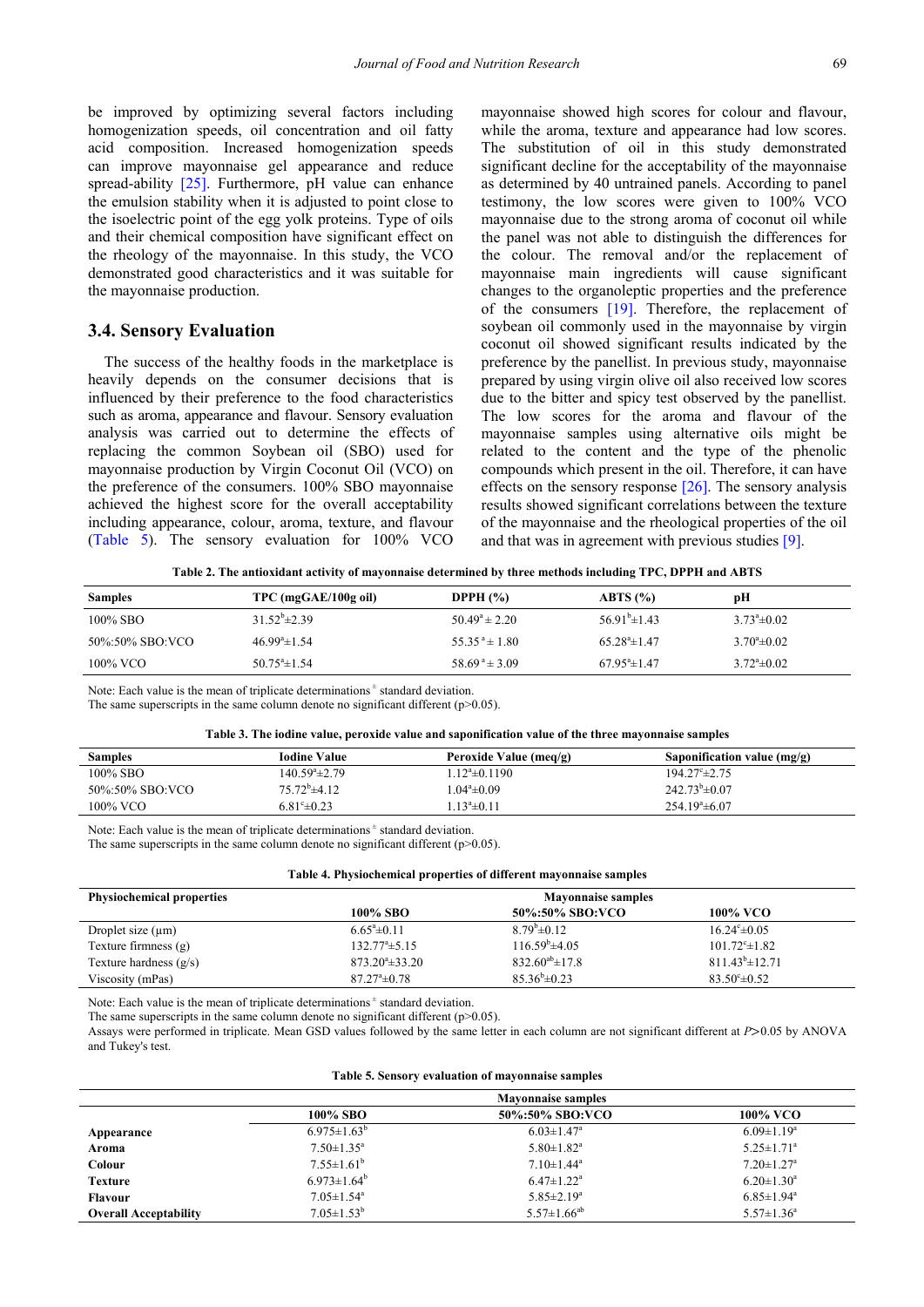be improved by optimizing several factors including homogenization speeds, oil concentration and oil fatty acid composition. Increased homogenization speeds can improve mayonnaise gel appearance and reduce spread-ability [25]. Furthermore, pH value can enhance the emulsion stability when it is adjusted to point close to the isoelectric point of the egg yolk proteins. Type of oils and their chemical composition have significant effect on the rheology of the mayonnaise. In this study, the VCO demonstrated good characteristics and it was suitable for the mayonnaise production.

### 3.4. Sensory Evaluation

The success of the healthy foods in the marketplace is heavily depends on the consumer decisions that is influenced by their preference to the food characteristics such as aroma, appearance and flavour. Sensory evaluation analysis was carried out to determine the effects of replacing the common Soybean oil (SBO) used for mayonnaise production by Virgin Coconut Oil (VCO) on the preference of the consumers. 100% SBO mayonnaise achieved the highest score for the overall acceptability including appearance, colour, aroma, texture, and flavour (Table 5). The sensory evaluation for 100% VCO mayonnaise showed high scores for colour and flavour, while the aroma, texture and appearance had low scores. The substitution of oil in this study demonstrated significant decline for the acceptability of the mayonnaise as determined by 40 untrained panels. According to panel testimony, the low scores were given to 100% VCO mayonnaise due to the strong aroma of coconut oil while the panel was not able to distinguish the differences for the colour. The removal and/or the replacement of mayonnaise main ingredients will cause significant changes to the organoleptic properties and the preference of the consumers [19]. Therefore, the replacement of soybean oil commonly used in the mayonnaise by virgin coconut oil showed significant results indicated by the preference by the panellist. In previous study, mayonnaise prepared by using virgin olive oil also received low scores due to the bitter and spicy test observed by the panellist. The low scores for the aroma and flavour of the mayonnaise samples using alternative oils might be related to the content and the type of the phenolic compounds which present in the oil. Therefore, it can have effects on the sensory response [26]. The sensory analysis results showed significant correlations between the texture of the mayonnaise and the rheological properties of the oil and that was in agreement with previous studies [9].

**Table 2. The antioxidant activity of mayonnaise determined by three methods including TPC, DPPH and ABTS**

| Samples | TPC (mgGAE/100g oil) | DPPH (%) | ABTS (%) | pH |
|---|---|---|---|---|
| 100% SBO | $31.52^{b}$±2.39 | $50.49^{a}$ ± 2.20 | $56.91^{b}$±1.43 | $3.73^{a}$±0.02 |
| 50%:50% SBO:VCO | $46.99^{a}$±1.54 | $55.35^{a}$ ± 1.80 | $65.28^{a}$±1.47 | $3.70^{a}$±0.02 |
| 100% VCO | $50.75^{a}$±1.54 | $58.69^{a}$ ± 3.09 | $67.95^{a}$±1.47 | $3.72^{a}$±0.02 |

Note: Each value is the mean of triplicate determinations ± standard deviation.
The same superscripts in the same column denote no significant different ($p>0.05$).

**Table 3. The iodine value, peroxide value and saponification value of the three mayonnaise samples**

| Samples | Iodine Value | Peroxide Value (meq/g) | Saponification value (mg/g) |
|---|---|---|---|
| 100% SBO | $140.59^{a}$±2.79 | $1.12^{a}$±0.1190 | $194.27^{c}$±2.75 |
| 50%:50% SBO:VCO | $75.72^{b}$±4.12 | $1.04^{a}$±0.09 | $242.73^{b}$±0.07 |
| 100% VCO | $6.81^{c}$±0.23 | $1.13^{a}$±0.11 | $254.19^{a}$±6.07 |

Note: Each value is the mean of triplicate determinations ± standard deviation.
The same superscripts in the same column denote no significant different ($p>0.05$).

**Table 4. Physiochemical properties of different mayonnaise samples**

| Physiochemical properties | Mayonnaise samples | | |
|---|---|---|---|
| | 100% SBO | 50%:50% SBO:VCO | 100% VCO |
| Droplet size (μm) | $6.65^{a}$±0.11 | $8.79^{b}$±0.12 | $16.24^{c}$±0.05 |
| Texture firmness (g) | $132.77^{a}$±5.15 | $116.59^{b}$±4.05 | $101.72^{c}$±1.82 |
| Texture hardness (g/s) | $873.20^{a}$±33.20 | $832.60^{ab}$±17.8 | $811.43^{b}$±12.71 |
| Viscosity (mPas) | $87.27^{a}$±0.78 | $85.36^{b}$±0.23 | $83.50^{c}$±0.52 |

Note: Each value is the mean of triplicate determinations ± standard deviation.
The same superscripts in the same column denote no significant different ($p>0.05$).
Assays were performed in triplicate. Mean GSD values followed by the same letter in each column are not significant different at $P>0.05$ by ANOVA and Tukey's test.

**Table 5. Sensory evaluation of mayonnaise samples**

| | Mayonnaise samples | | |
|---|---|---|---|
| | 100% SBO | 50%:50% SBO:VCO | 100% VCO |
| **Appearance** | 6.975±1.63[b] | 6.03±1.47[a] | 6.09±1.19[a] |
| **Aroma** | 7.50±1.35[a] | 5.80±1.82[a] | 5.25±1.71[a] |
| **Colour** | 7.55±1.61[b] | 7.10±1.44[a] | 7.20±1.27[a] |
| **Texture** | 6.973±1.64[b] | 6.47±1.22[a] | 6.20±1.30[a] |
| **Flavour** | 7.05±1.54[a] | 5.85±2.19[a] | 6.85±1.94[a] |
| **Overall Acceptability** | 7.05±1.53[b] | 5.57±1.66[ab] | 5.57±1.36[a] |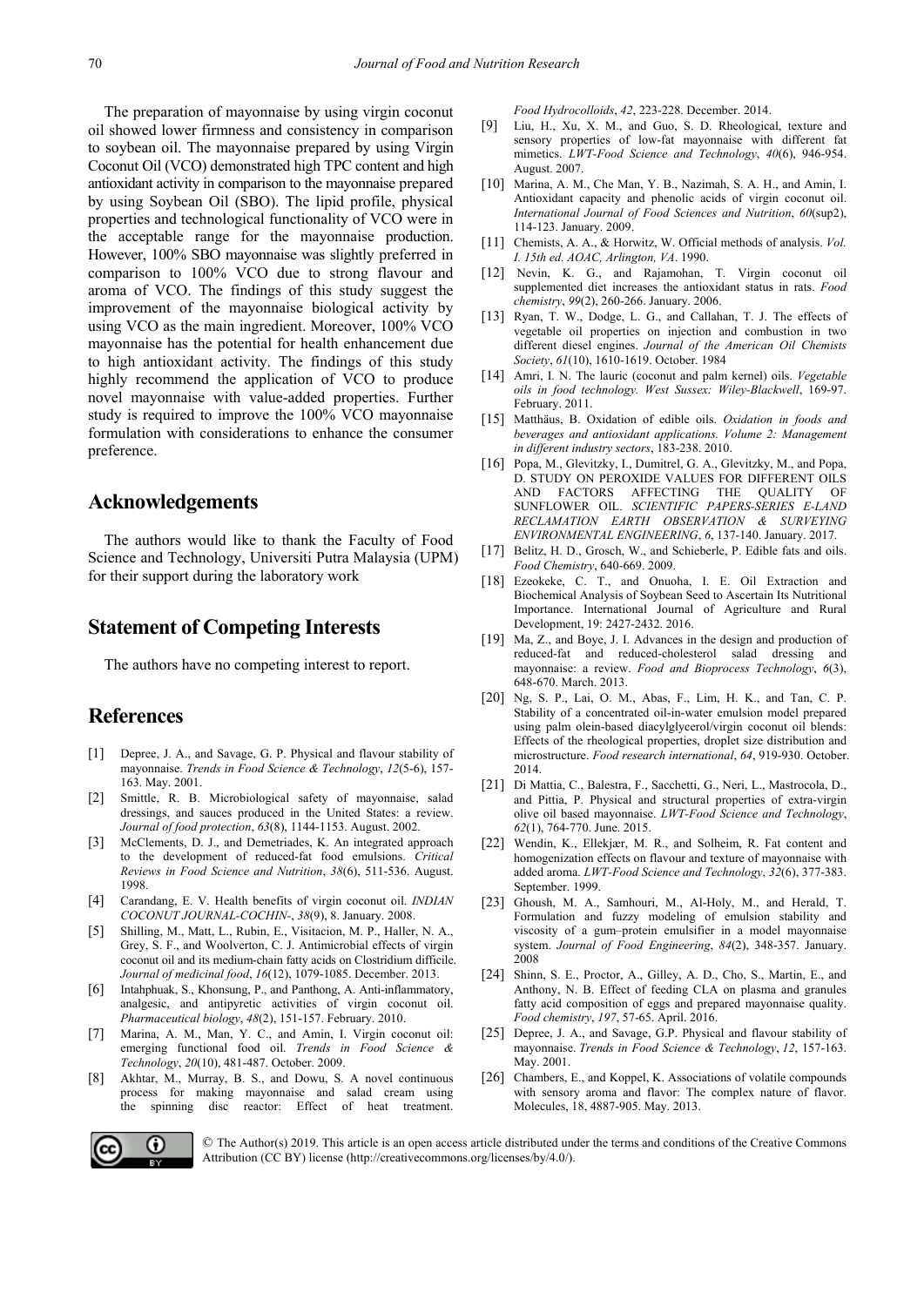The preparation of mayonnaise by using virgin coconut oil showed lower firmness and consistency in comparison to soybean oil. The mayonnaise prepared by using Virgin Coconut Oil (VCO) demonstrated high TPC content and high antioxidant activity in comparison to the mayonnaise prepared by using Soybean Oil (SBO). The lipid profile, physical properties and technological functionality of VCO were in the acceptable range for the mayonnaise production. However, 100% SBO mayonnaise was slightly preferred in comparison to 100% VCO due to strong flavour and aroma of VCO. The findings of this study suggest the improvement of the mayonnaise biological activity by using VCO as the main ingredient. Moreover, 100% VCO mayonnaise has the potential for health enhancement due to high antioxidant activity. The findings of this study highly recommend the application of VCO to produce novel mayonnaise with value-added properties. Further study is required to improve the 100% VCO mayonnaise formulation with considerations to enhance the consumer preference.

## Acknowledgements

The authors would like to thank the Faculty of Food Science and Technology, Universiti Putra Malaysia (UPM) for their support during the laboratory work

## Statement of Competing Interests

The authors have no competing interest to report.

## References

[1] Depree, J. A., and Savage, G. P. Physical and flavour stability of mayonnaise. *Trends in Food Science & Technology*, *12*(5-6), 157-163. May. 2001.

[2] Smittle, R. B. Microbiological safety of mayonnaise, salad dressings, and sauces produced in the United States: a review. *Journal of food protection*, *63*(8), 1144-1153. August. 2002.

[3] McClements, D. J., and Demetriades, K. An integrated approach to the development of reduced-fat food emulsions. *Critical Reviews in Food Science and Nutrition*, *38*(6), 511-536. August. 1998.

[4] Carandang, E. V. Health benefits of virgin coconut oil. *INDIAN COCONUT JOURNAL-COCHIN-*, *38*(9), 8. January. 2008.

[5] Shilling, M., Matt, L., Rubin, E., Visitacion, M. P., Haller, N. A., Grey, S. F., and Woolverton, C. J. Antimicrobial effects of virgin coconut oil and its medium-chain fatty acids on Clostridium difficile. *Journal of medicinal food*, *16*(12), 1079-1085. December. 2013.

[6] Intahphuak, S., Khonsung, P., and Panthong, A. Anti-inflammatory, analgesic, and antipyretic activities of virgin coconut oil. *Pharmaceutical biology*, *48*(2), 151-157. February. 2010.

[7] Marina, A. M., Man, Y. C., and Amin, I. Virgin coconut oil: emerging functional food oil. *Trends in Food Science & Technology*, *20*(10), 481-487. October. 2009.

[8] Akhtar, M., Murray, B. S., and Dowu, S. A novel continuous process for making mayonnaise and salad cream using the spinning disc reactor: Effect of heat treatment. *Food Hydrocolloids*, *42*, 223-228. December. 2014.

[9] Liu, H., Xu, X. M., and Guo, S. D. Rheological, texture and sensory properties of low-fat mayonnaise with different fat mimetics. *LWT-Food Science and Technology*, *40*(6), 946-954. August. 2007.

[10] Marina, A. M., Che Man, Y. B., Nazimah, S. A. H., and Amin, I. Antioxidant capacity and phenolic acids of virgin coconut oil. *International Journal of Food Sciences and Nutrition*, *60*(sup2), 114-123. January. 2009.

[11] Chemists, A. A., & Horwitz, W. Official methods of analysis. *Vol. I. 15th ed. AOAC, Arlington, VA*. 1990.

[12] Nevin, K. G., and Rajamohan, T. Virgin coconut oil supplemented diet increases the antioxidant status in rats. *Food chemistry*, *99*(2), 260-266. January. 2006.

[13] Ryan, T. W., Dodge, L. G., and Callahan, T. J. The effects of vegetable oil properties on injection and combustion in two different diesel engines. *Journal of the American Oil Chemists Society*, *61*(10), 1610-1619. October. 1984

[14] Amri, I. N. The lauric (coconut and palm kernel) oils. *Vegetable oils in food technology. West Sussex: Wiley-Blackwell*, 169-97. February. 2011.

[15] Matthäus, B. Oxidation of edible oils. *Oxidation in foods and beverages and antioxidant applications. Volume 2: Management in different industry sectors*, 183-238. 2010.

[16] Popa, M., Glevitzky, I., Dumitrel, G. A., Glevitzky, M., and Popa, D. STUDY ON PEROXIDE VALUES FOR DIFFERENT OILS AND FACTORS AFFECTING THE QUALITY OF SUNFLOWER OIL. *SCIENTIFIC PAPERS-SERIES E-LAND RECLAMATION EARTH OBSERVATION & SURVEYING ENVIRONMENTAL ENGINEERING*, *6*, 137-140. January. 2017.

[17] Belitz, H. D., Grosch, W., and Schieberle, P. Edible fats and oils. *Food Chemistry*, 640-669. 2009.

[18] Ezeokeke, C. T., and Onuoha, I. E. Oil Extraction and Biochemical Analysis of Soybean Seed to Ascertain Its Nutritional Importance. International Journal of Agriculture and Rural Development, 19: 2427-2432. 2016.

[19] Ma, Z., and Boye, J. I. Advances in the design and production of reduced-fat and reduced-cholesterol salad dressing and mayonnaise: a review. *Food and Bioprocess Technology*, *6*(3), 648-670. March. 2013.

[20] Ng, S. P., Lai, O. M., Abas, F., Lim, H. K., and Tan, C. P. Stability of a concentrated oil-in-water emulsion model prepared using palm olein-based diacylglycerol/virgin coconut oil blends: Effects of the rheological properties, droplet size distribution and microstructure. *Food research international*, *64*, 919-930. October. 2014.

[21] Di Mattia, C., Balestra, F., Sacchetti, G., Neri, L., Mastrocola, D., and Pittia, P. Physical and structural properties of extra-virgin olive oil based mayonnaise. *LWT-Food Science and Technology*, *62*(1), 764-770. June. 2015.

[22] Wendin, K., Ellekjær, M. R., and Solheim, R. Fat content and homogenization effects on flavour and texture of mayonnaise with added aroma. *LWT-Food Science and Technology*, *32*(6), 377-383. September. 1999.

[23] Ghoush, M. A., Samhouri, M., Al-Holy, M., and Herald, T. Formulation and fuzzy modeling of emulsion stability and viscosity of a gum–protein emulsifier in a model mayonnaise system. *Journal of Food Engineering*, *84*(2), 348-357. January. 2008

[24] Shinn, S. E., Proctor, A., Gilley, A. D., Cho, S., Martin, E., and Anthony, N. B. Effect of feeding CLA on plasma and granules fatty acid composition of eggs and prepared mayonnaise quality. *Food chemistry*, *197*, 57-65. April. 2016.

[25] Depree, J. A., and Savage, G.P. Physical and flavour stability of mayonnaise. *Trends in Food Science & Technology*, *12*, 157-163. May. 2001.

[26] Chambers, E., and Koppel, K. Associations of volatile compounds with sensory aroma and flavor: The complex nature of flavor. Molecules, 18, 4887-905. May. 2013.

© The Author(s) 2019. This article is an open access article distributed under the terms and conditions of the Creative Commons Attribution (CC BY) license (http://creativecommons.org/licenses/by/4.0/).